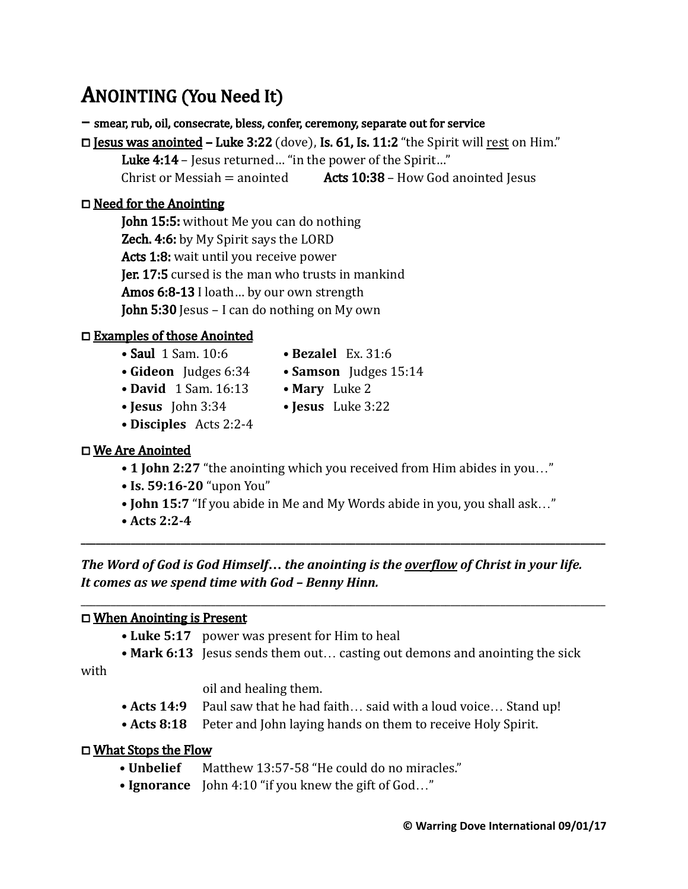# ANOINTING (You Need It)

– smear, rub, oil, consecrate, bless, confer, ceremony, separate out for service

□ **<u>Jesus was anointed</u> – Luke 3:22** (dove), **Is. 61, Is. 11:2** "the Spirit will <u>rest</u> on Him."

**Luke 4:14** – Jesus returned… "in the power of the Spirit…"

Christ or Messiah = anointed **Acts 10:38** – How God anointed Jesus

## □ Need for the Anointing

**John 15:5:** without Me you can do nothing

**Zech. 4:6:** by My Spirit says the LORD

**Acts 1:8:** wait until you receive power

**Jer. 17:5** cursed is the man who trusts in mankind

**Amos 6:8-13** I loath… by our own strength

**John 5:30** Jesus – I can do nothing on My own

## □ Examples of those Anointed

- **Saul** 1 Sam. 10:6
- **Gideon** Judges 6:34
- **David** 1 Sam. 16:13
- **Jesus** John 3:34
- **Disciples** Acts 2:2-4
- **Bezalel** Ex. 31:6
- **Samson** Judges 15:14
- **Mary** Luke 2
- **Jesus** Luke 3:22

## □ We Are Anointed

- **1 John 2:27** "the anointing which you received from Him abides in you…"
- **Is. 59:16-20** "upon You"
- **John 15:7** "If you abide in Me and My Words abide in you, you shall ask…"
- **Acts 2:2-4**

---

***The Word of God is God Himself… the anointing is the <u>overflow</u> of Christ in your life. It comes as we spend time with God – Benny Hinn.***

---

## □ When Anointing is Present

- **Luke 5:17** power was present for Him to heal
- **Mark 6:13** Jesus sends them out… casting out demons and anointing the sick with oil and healing them.
- **Acts 14:9** Paul saw that he had faith… said with a loud voice… Stand up!
- **Acts 8:18** Peter and John laying hands on them to receive Holy Spirit.

## □ What Stops the Flow

- **Unbelief** Matthew 13:57-58 "He could do no miracles."
- **Ignorance** John 4:10 "if you knew the gift of God…"

**© Warring Dove International 09/01/17**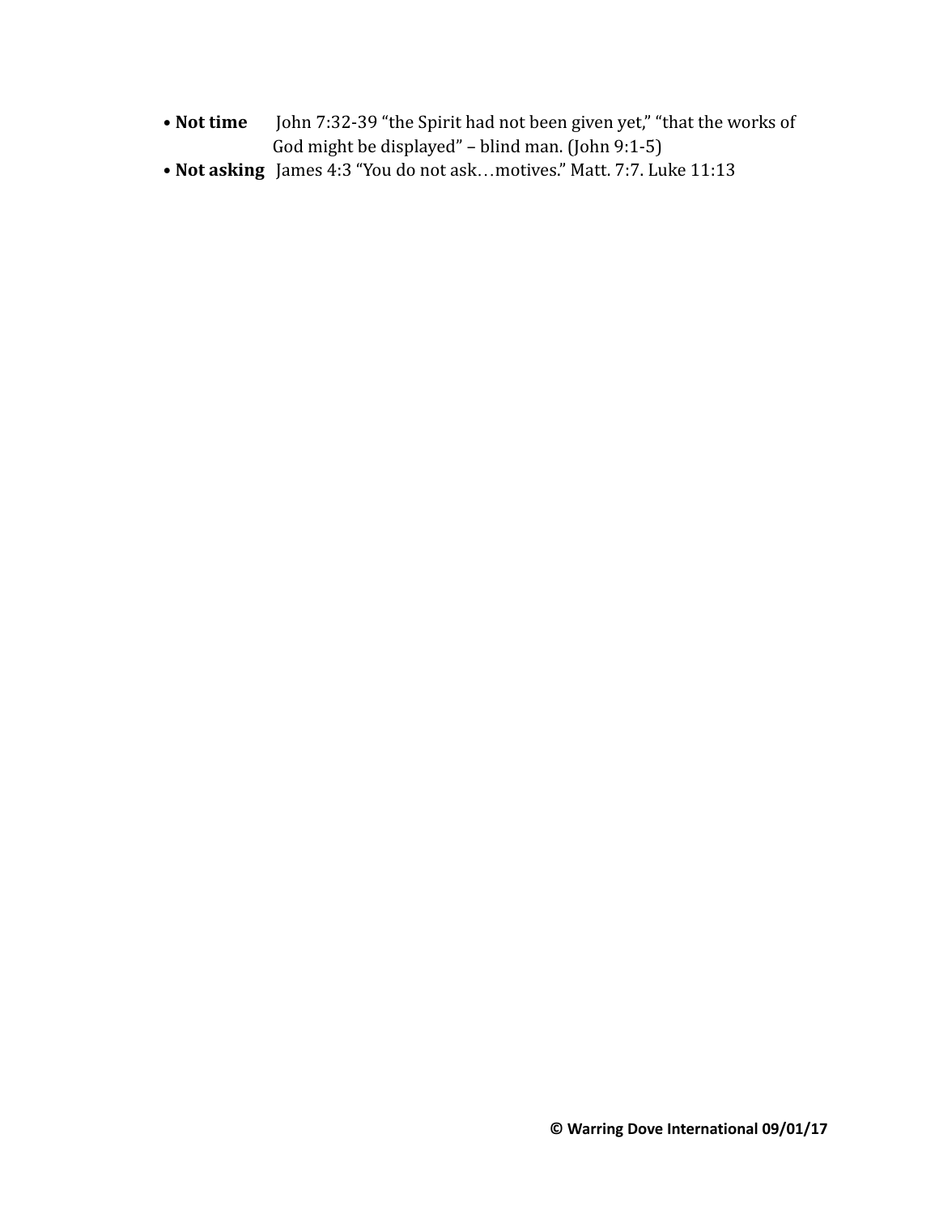- **Not time** John 7:32-39 “the Spirit had not been given yet,” “that the works of God might be displayed” – blind man. (John 9:1-5)
- **Not asking** James 4:3 “You do not ask…motives.” Matt. 7:7. Luke 11:13

**© Warring Dove International 09/01/17**